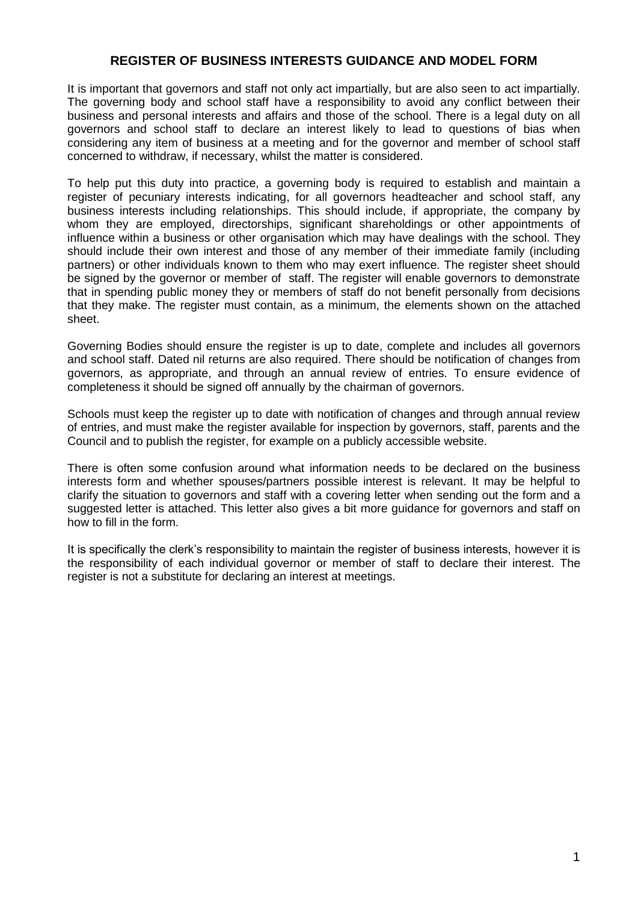# REGISTER OF BUSINESS INTERESTS GUIDANCE AND MODEL FORM

It is important that governors and staff not only act impartially, but are also seen to act impartially. The governing body and school staff have a responsibility to avoid any conflict between their business and personal interests and affairs and those of the school. There is a legal duty on all governors and school staff to declare an interest likely to lead to questions of bias when considering any item of business at a meeting and for the governor and member of school staff concerned to withdraw, if necessary, whilst the matter is considered.

To help put this duty into practice, a governing body is required to establish and maintain a register of pecuniary interests indicating, for all governors headteacher and school staff, any business interests including relationships. This should include, if appropriate, the company by whom they are employed, directorships, significant shareholdings or other appointments of influence within a business or other organisation which may have dealings with the school. They should include their own interest and those of any member of their immediate family (including partners) or other individuals known to them who may exert influence. The register sheet should be signed by the governor or member of staff. The register will enable governors to demonstrate that in spending public money they or members of staff do not benefit personally from decisions that they make. The register must contain, as a minimum, the elements shown on the attached sheet.

Governing Bodies should ensure the register is up to date, complete and includes all governors and school staff. Dated nil returns are also required. There should be notification of changes from governors, as appropriate, and through an annual review of entries. To ensure evidence of completeness it should be signed off annually by the chairman of governors.

Schools must keep the register up to date with notification of changes and through annual review of entries, and must make the register available for inspection by governors, staff, parents and the Council and to publish the register, for example on a publicly accessible website.

There is often some confusion around what information needs to be declared on the business interests form and whether spouses/partners possible interest is relevant. It may be helpful to clarify the situation to governors and staff with a covering letter when sending out the form and a suggested letter is attached. This letter also gives a bit more guidance for governors and staff on how to fill in the form.

It is specifically the clerk's responsibility to maintain the register of business interests, however it is the responsibility of each individual governor or member of staff to declare their interest. The register is not a substitute for declaring an interest at meetings.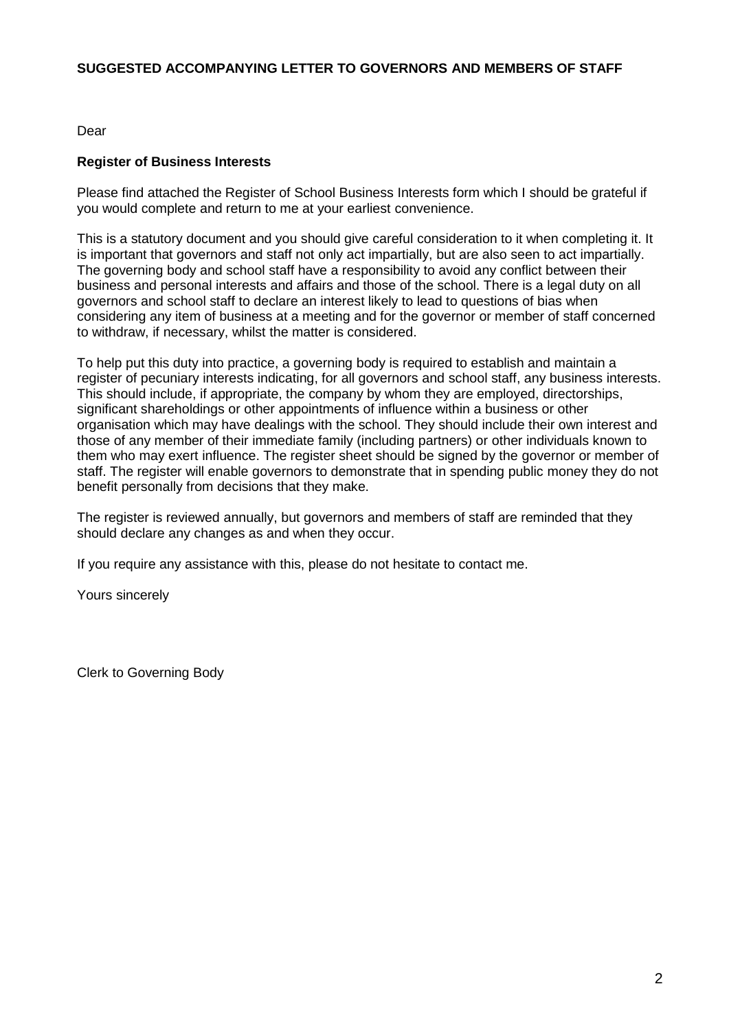**SUGGESTED ACCOMPANYING LETTER TO GOVERNORS AND MEMBERS OF STAFF**

Dear

**Register of Business Interests**

Please find attached the Register of School Business Interests form which I should be grateful if you would complete and return to me at your earliest convenience.

This is a statutory document and you should give careful consideration to it when completing it. It is important that governors and staff not only act impartially, but are also seen to act impartially. The governing body and school staff have a responsibility to avoid any conflict between their business and personal interests and affairs and those of the school. There is a legal duty on all governors and school staff to declare an interest likely to lead to questions of bias when considering any item of business at a meeting and for the governor or member of staff concerned to withdraw, if necessary, whilst the matter is considered.

To help put this duty into practice, a governing body is required to establish and maintain a register of pecuniary interests indicating, for all governors and school staff, any business interests. This should include, if appropriate, the company by whom they are employed, directorships, significant shareholdings or other appointments of influence within a business or other organisation which may have dealings with the school. They should include their own interest and those of any member of their immediate family (including partners) or other individuals known to them who may exert influence. The register sheet should be signed by the governor or member of staff. The register will enable governors to demonstrate that in spending public money they do not benefit personally from decisions that they make.

The register is reviewed annually, but governors and members of staff are reminded that they should declare any changes as and when they occur.

If you require any assistance with this, please do not hesitate to contact me.

Yours sincerely

Clerk to Governing Body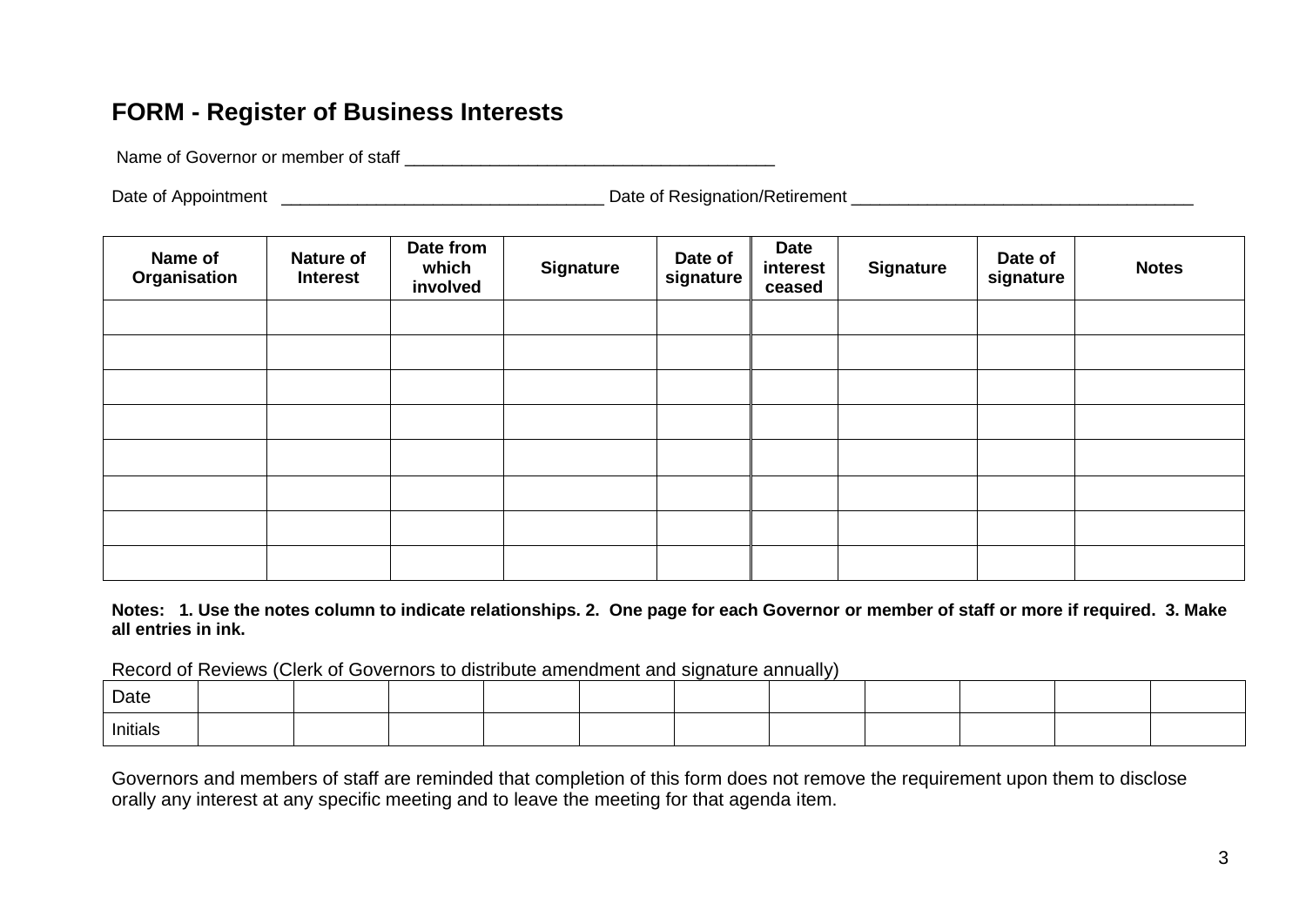# FORM - Register of Business Interests

Name of Governor or member of staff ________________________________________

Date of Appointment __________________________________ Date of Resignation/Retirement ____________________________________

| Name of Organisation | Nature of Interest | Date from which involved | Signature | Date of signature | Date interest ceased | Signature | Date of signature | Notes |
|---|---|---|---|---|---|---|---|---|
| | | | | | | | | |
| | | | | | | | | |
| | | | | | | | | |
| | | | | | | | | |
| | | | | | | | | |
| | | | | | | | | |
| | | | | | | | | |
| | | | | | | | | |

**Notes: 1. Use the notes column to indicate relationships. 2. One page for each Governor or member of staff or more if required. 3. Make all entries in ink.**

Record of Reviews (Clerk of Governors to distribute amendment and signature annually)

| Date | | | | | | | | | | | |
|---|---|---|---|---|---|---|---|---|---|---|---|
| Initials | | | | | | | | | | | |

Governors and members of staff are reminded that completion of this form does not remove the requirement upon them to disclose orally any interest at any specific meeting and to leave the meeting for that agenda item.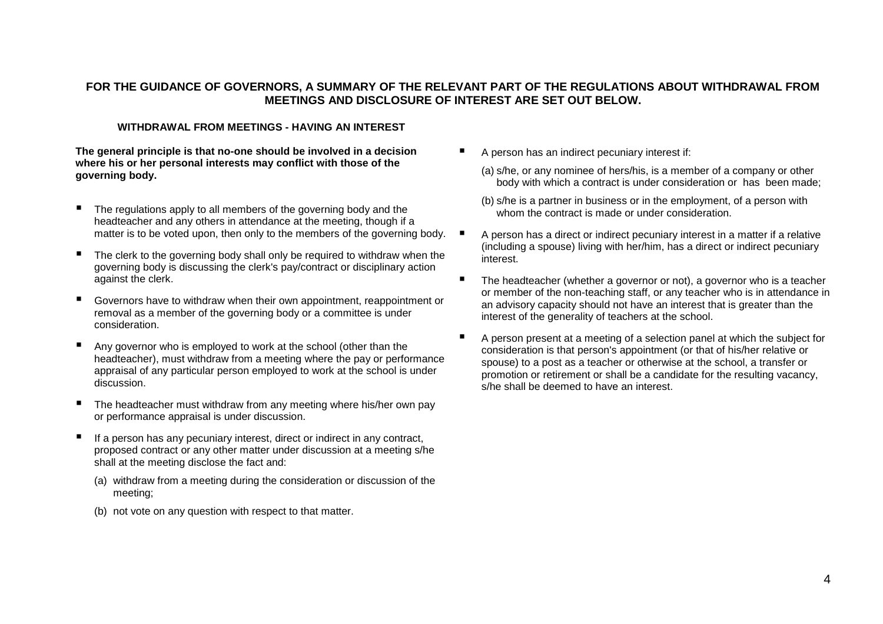**FOR THE GUIDANCE OF GOVERNORS, A SUMMARY OF THE RELEVANT PART OF THE REGULATIONS ABOUT WITHDRAWAL FROM MEETINGS AND DISCLOSURE OF INTEREST ARE SET OUT BELOW.**

### WITHDRAWAL FROM MEETINGS - HAVING AN INTEREST

**The general principle is that no-one should be involved in a decision where his or her personal interests may conflict with those of the governing body.**

- The regulations apply to all members of the governing body and the headteacher and any others in attendance at the meeting, though if a matter is to be voted upon, then only to the members of the governing body.
- The clerk to the governing body shall only be required to withdraw when the governing body is discussing the clerk's pay/contract or disciplinary action against the clerk.
- Governors have to withdraw when their own appointment, reappointment or removal as a member of the governing body or a committee is under consideration.
- Any governor who is employed to work at the school (other than the headteacher), must withdraw from a meeting where the pay or performance appraisal of any particular person employed to work at the school is under discussion.
- The headteacher must withdraw from any meeting where his/her own pay or performance appraisal is under discussion.
- If a person has any pecuniary interest, direct or indirect in any contract, proposed contract or any other matter under discussion at a meeting s/he shall at the meeting disclose the fact and:

  (a) withdraw from a meeting during the consideration or discussion of the meeting;

  (b) not vote on any question with respect to that matter.
- A person has an indirect pecuniary interest if:

  (a) s/he, or any nominee of hers/his, is a member of a company or other body with which a contract is under consideration or has been made;

  (b) s/he is a partner in business or in the employment, of a person with whom the contract is made or under consideration.
- A person has a direct or indirect pecuniary interest in a matter if a relative (including a spouse) living with her/him, has a direct or indirect pecuniary interest.
- The headteacher (whether a governor or not), a governor who is a teacher or member of the non-teaching staff, or any teacher who is in attendance in an advisory capacity should not have an interest that is greater than the interest of the generality of teachers at the school.
- A person present at a meeting of a selection panel at which the subject for consideration is that person's appointment (or that of his/her relative or spouse) to a post as a teacher or otherwise at the school, a transfer or promotion or retirement or shall be a candidate for the resulting vacancy, s/he shall be deemed to have an interest.